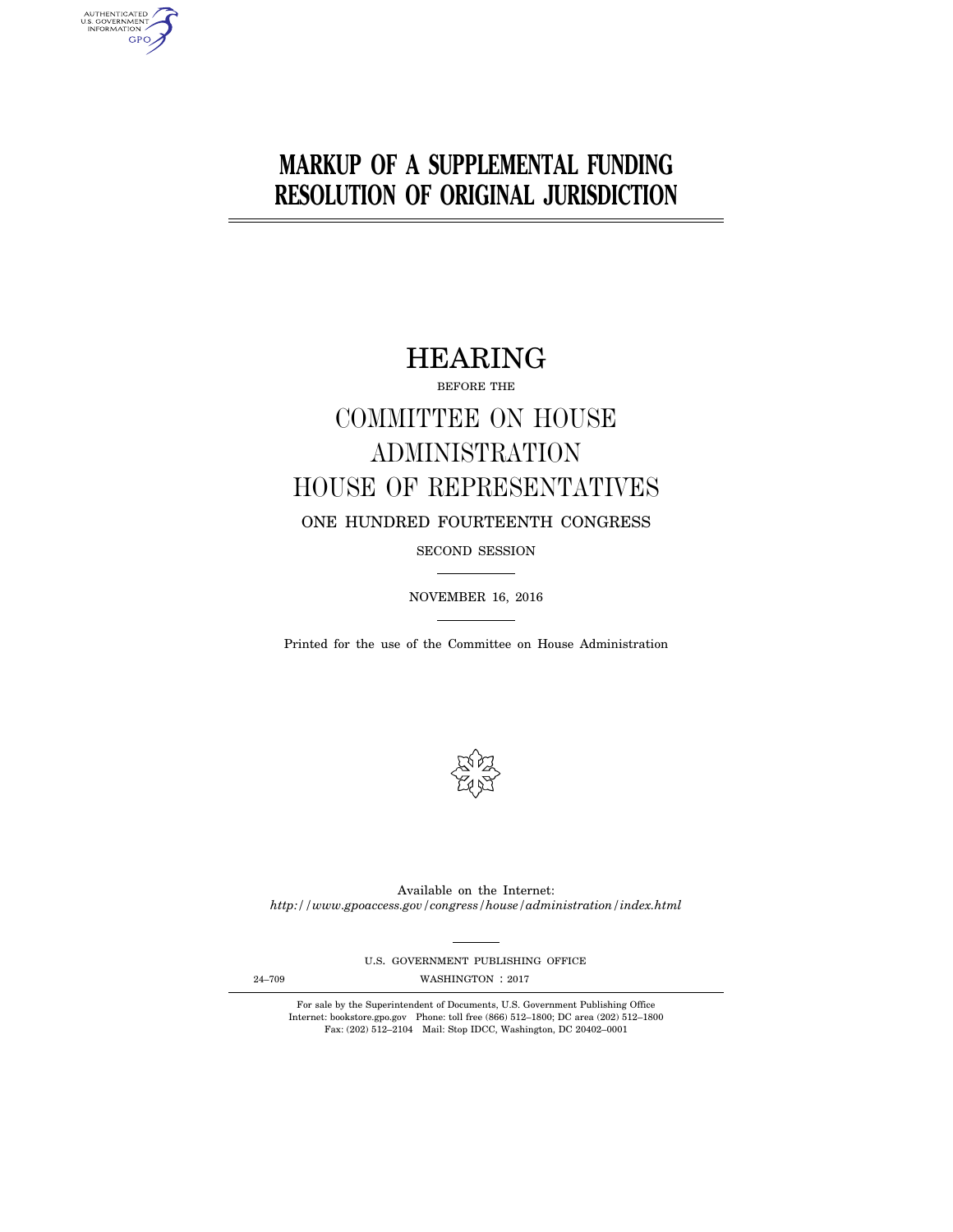# MARKUP OF A SUPPLEMENTAL FUNDING RESOLUTION OF ORIGINAL JURISDICTION

## HEARING

BEFORE THE

## COMMITTEE ON HOUSE ADMINISTRATION HOUSE OF REPRESENTATIVES

ONE HUNDRED FOURTEENTH CONGRESS

SECOND SESSION

NOVEMBER 16, 2016

Printed for the use of the Committee on House Administration

Available on the Internet:
*http://www.gpoaccess.gov/congress/house/administration/index.html*

U.S. GOVERNMENT PUBLISHING OFFICE

24–709 WASHINGTON : 2017

For sale by the Superintendent of Documents, U.S. Government Publishing Office
Internet: bookstore.gpo.gov Phone: toll free (866) 512–1800; DC area (202) 512–1800
Fax: (202) 512–2104 Mail: Stop IDCC, Washington, DC 20402–0001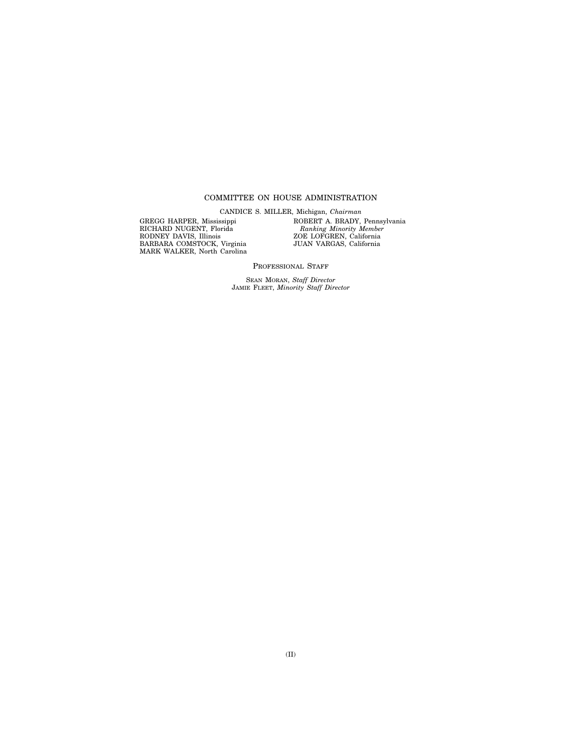## COMMITTEE ON HOUSE ADMINISTRATION

CANDICE S. MILLER, Michigan, *Chairman*

GREGG HARPER, Mississippi
RICHARD NUGENT, Florida
RODNEY DAVIS, Illinois
BARBARA COMSTOCK, Virginia
MARK WALKER, North Carolina

ROBERT A. BRADY, Pennsylvania
*Ranking Minority Member*
ZOE LOFGREN, California
JUAN VARGAS, California

### PROFESSIONAL STAFF

SEAN MORAN, *Staff Director*
JAMIE FLEET, *Minority Staff Director*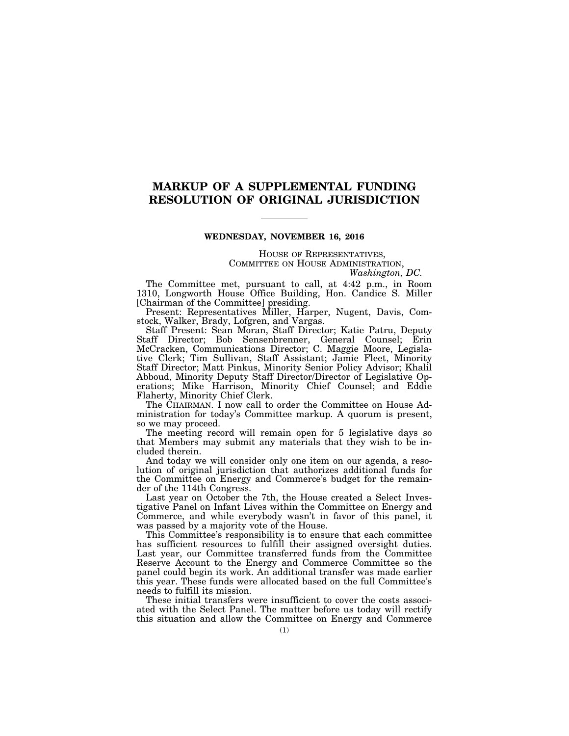# MARKUP OF A SUPPLEMENTAL FUNDING RESOLUTION OF ORIGINAL JURISDICTION

---

**WEDNESDAY, NOVEMBER 16, 2016**

HOUSE OF REPRESENTATIVES,
COMMITTEE ON HOUSE ADMINISTRATION,
*Washington, DC.*

The Committee met, pursuant to call, at 4:42 p.m., in Room 1310, Longworth House Office Building, Hon. Candice S. Miller [Chairman of the Committee] presiding.

Present: Representatives Miller, Harper, Nugent, Davis, Comstock, Walker, Brady, Lofgren, and Vargas.

Staff Present: Sean Moran, Staff Director; Katie Patru, Deputy Staff Director; Bob Sensenbrenner, General Counsel; Erin McCracken, Communications Director; C. Maggie Moore, Legislative Clerk; Tim Sullivan, Staff Assistant; Jamie Fleet, Minority Staff Director; Matt Pinkus, Minority Senior Policy Advisor; Khalil Abboud, Minority Deputy Staff Director/Director of Legislative Operations; Mike Harrison, Minority Chief Counsel; and Eddie Flaherty, Minority Chief Clerk.

The CHAIRMAN. I now call to order the Committee on House Administration for today's Committee markup. A quorum is present, so we may proceed.

The meeting record will remain open for 5 legislative days so that Members may submit any materials that they wish to be included therein.

And today we will consider only one item on our agenda, a resolution of original jurisdiction that authorizes additional funds for the Committee on Energy and Commerce's budget for the remainder of the 114th Congress.

Last year on October the 7th, the House created a Select Investigative Panel on Infant Lives within the Committee on Energy and Commerce, and while everybody wasn't in favor of this panel, it was passed by a majority vote of the House.

This Committee's responsibility is to ensure that each committee has sufficient resources to fulfill their assigned oversight duties. Last year, our Committee transferred funds from the Committee Reserve Account to the Energy and Commerce Committee so the panel could begin its work. An additional transfer was made earlier this year. These funds were allocated based on the full Committee's needs to fulfill its mission.

These initial transfers were insufficient to cover the costs associated with the Select Panel. The matter before us today will rectify this situation and allow the Committee on Energy and Commerce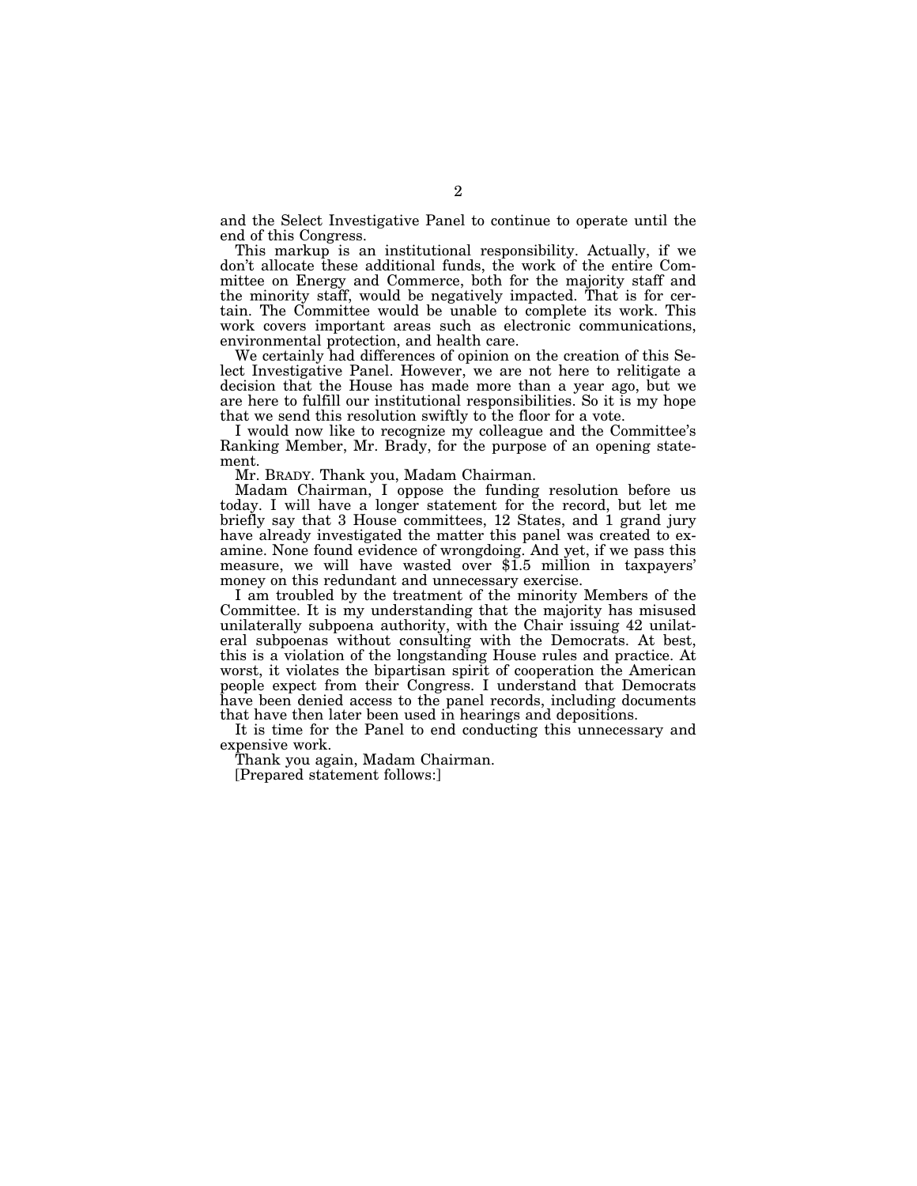and the Select Investigative Panel to continue to operate until the end of this Congress.

This markup is an institutional responsibility. Actually, if we don't allocate these additional funds, the work of the entire Committee on Energy and Commerce, both for the majority staff and the minority staff, would be negatively impacted. That is for certain. The Committee would be unable to complete its work. This work covers important areas such as electronic communications, environmental protection, and health care.

We certainly had differences of opinion on the creation of this Select Investigative Panel. However, we are not here to relitigate a decision that the House has made more than a year ago, but we are here to fulfill our institutional responsibilities. So it is my hope that we send this resolution swiftly to the floor for a vote.

I would now like to recognize my colleague and the Committee's Ranking Member, Mr. Brady, for the purpose of an opening statement.

Mr. BRADY. Thank you, Madam Chairman.

Madam Chairman, I oppose the funding resolution before us today. I will have a longer statement for the record, but let me briefly say that 3 House committees, 12 States, and 1 grand jury have already investigated the matter this panel was created to examine. None found evidence of wrongdoing. And yet, if we pass this measure, we will have wasted over $1.5 million in taxpayers' money on this redundant and unnecessary exercise.

I am troubled by the treatment of the minority Members of the Committee. It is my understanding that the majority has misused unilaterally subpoena authority, with the Chair issuing 42 unilateral subpoenas without consulting with the Democrats. At best, this is a violation of the longstanding House rules and practice. At worst, it violates the bipartisan spirit of cooperation the American people expect from their Congress. I understand that Democrats have been denied access to the panel records, including documents that have then later been used in hearings and depositions.

It is time for the Panel to end conducting this unnecessary and expensive work.

Thank you again, Madam Chairman.

[Prepared statement follows:]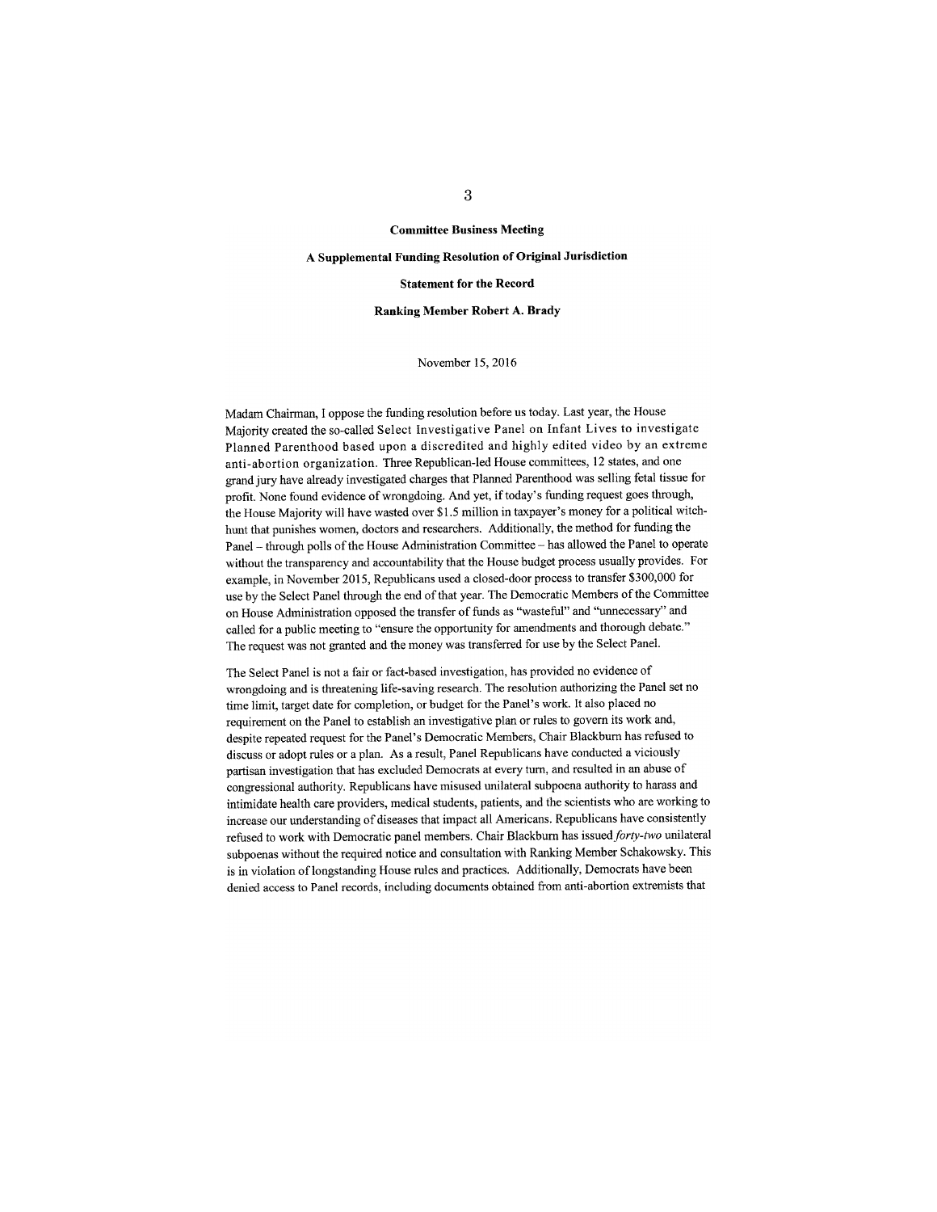**Committee Business Meeting**

**A Supplemental Funding Resolution of Original Jurisdiction**

**Statement for the Record**

**Ranking Member Robert A. Brady**

November 15, 2016

Madam Chairman, I oppose the funding resolution before us today. Last year, the House Majority created the so-called Select Investigative Panel on Infant Lives to investigate Planned Parenthood based upon a discredited and highly edited video by an extreme anti-abortion organization. Three Republican-led House committees, 12 states, and one grand jury have already investigated charges that Planned Parenthood was selling fetal tissue for profit. None found evidence of wrongdoing. And yet, if today's funding request goes through, the House Majority will have wasted over $1.5 million in taxpayer's money for a political witch-hunt that punishes women, doctors and researchers. Additionally, the method for funding the Panel – through polls of the House Administration Committee – has allowed the Panel to operate without the transparency and accountability that the House budget process usually provides. For example, in November 2015, Republicans used a closed-door process to transfer $300,000 for use by the Select Panel through the end of that year. The Democratic Members of the Committee on House Administration opposed the transfer of funds as "wasteful" and "unnecessary" and called for a public meeting to "ensure the opportunity for amendments and thorough debate." The request was not granted and the money was transferred for use by the Select Panel.

The Select Panel is not a fair or fact-based investigation, has provided no evidence of wrongdoing and is threatening life-saving research. The resolution authorizing the Panel set no time limit, target date for completion, or budget for the Panel's work. It also placed no requirement on the Panel to establish an investigative plan or rules to govern its work and, despite repeated request for the Panel's Democratic Members, Chair Blackburn has refused to discuss or adopt rules or a plan. As a result, Panel Republicans have conducted a viciously partisan investigation that has excluded Democrats at every turn, and resulted in an abuse of congressional authority. Republicans have misused unilateral subpoena authority to harass and intimidate health care providers, medical students, patients, and the scientists who are working to increase our understanding of diseases that impact all Americans. Republicans have consistently refused to work with Democratic panel members. Chair Blackburn has issued *forty-two* unilateral subpoenas without the required notice and consultation with Ranking Member Schakowsky. This is in violation of longstanding House rules and practices. Additionally, Democrats have been denied access to Panel records, including documents obtained from anti-abortion extremists that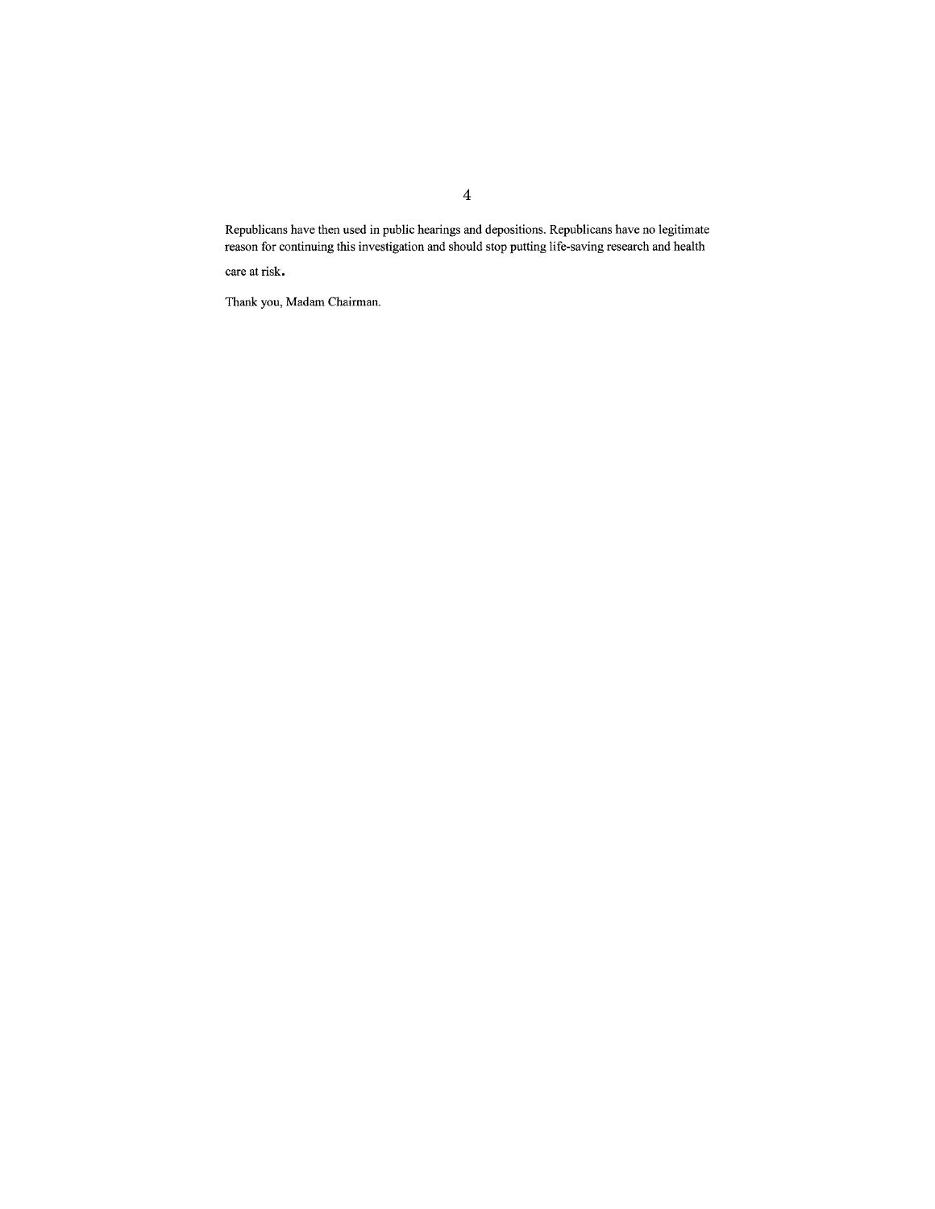Republicans have then used in public hearings and depositions. Republicans have no legitimate reason for continuing this investigation and should stop putting life-saving research and health care at risk.

Thank you, Madam Chairman.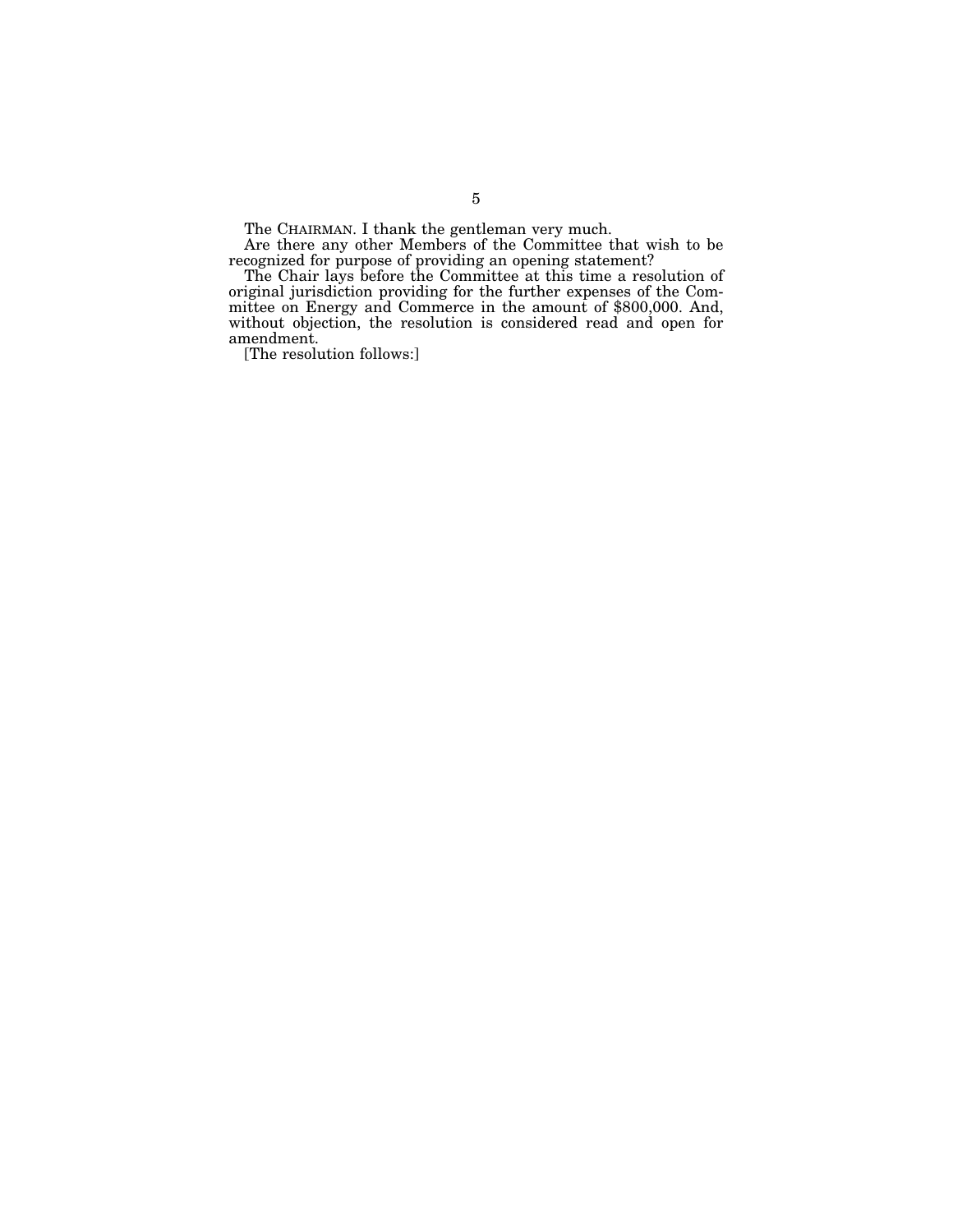The CHAIRMAN. I thank the gentleman very much.

Are there any other Members of the Committee that wish to be recognized for purpose of providing an opening statement?

The Chair lays before the Committee at this time a resolution of original jurisdiction providing for the further expenses of the Committee on Energy and Commerce in the amount of $800,000. And, without objection, the resolution is considered read and open for amendment.

[The resolution follows:]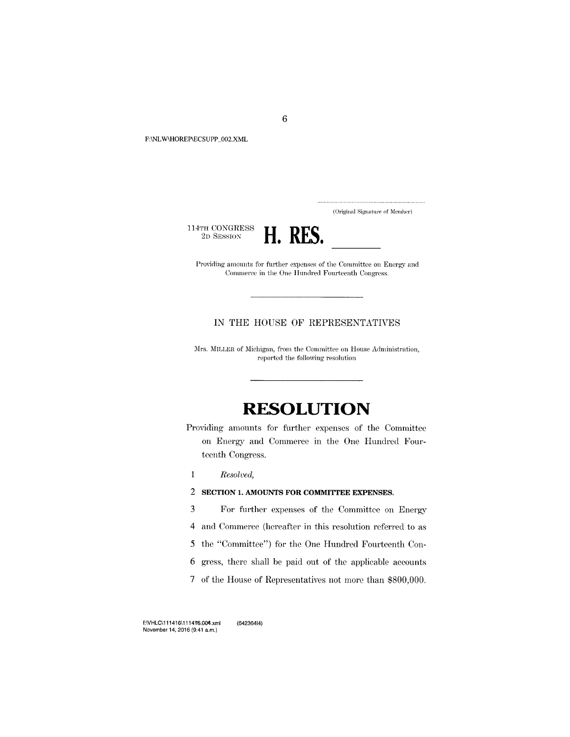F:\NLW\HOREP\ECSUPP_002.XML

.......................................................................

(Original Signature of Member)

114TH CONGRESS
2D SESSION

# H. RES. ______

Providing amounts for further expenses of the Committee on Energy and Commerce in the One Hundred Fourteenth Congress.

---

IN THE HOUSE OF REPRESENTATIVES

Mrs. MILLER of Michigan, from the Committee on House Administration, reported the following resolution

---

# RESOLUTION

Providing amounts for further expenses of the Committee on Energy and Commerce in the One Hundred Fourteenth Congress.

1 *Resolved,*

2 **SECTION 1. AMOUNTS FOR COMMITTEE EXPENSES.**

3 For further expenses of the Committee on Energy
4 and Commerce (hereafter in this resolution referred to as
5 the "Committee") for the One Hundred Fourteenth Con-
6 gress, there shall be paid out of the applicable accounts
7 of the House of Representatives not more than $800,000.

f:\VHLC\111416\111416.004.xml (64236414)
November 14, 2016 (9:41 a.m.)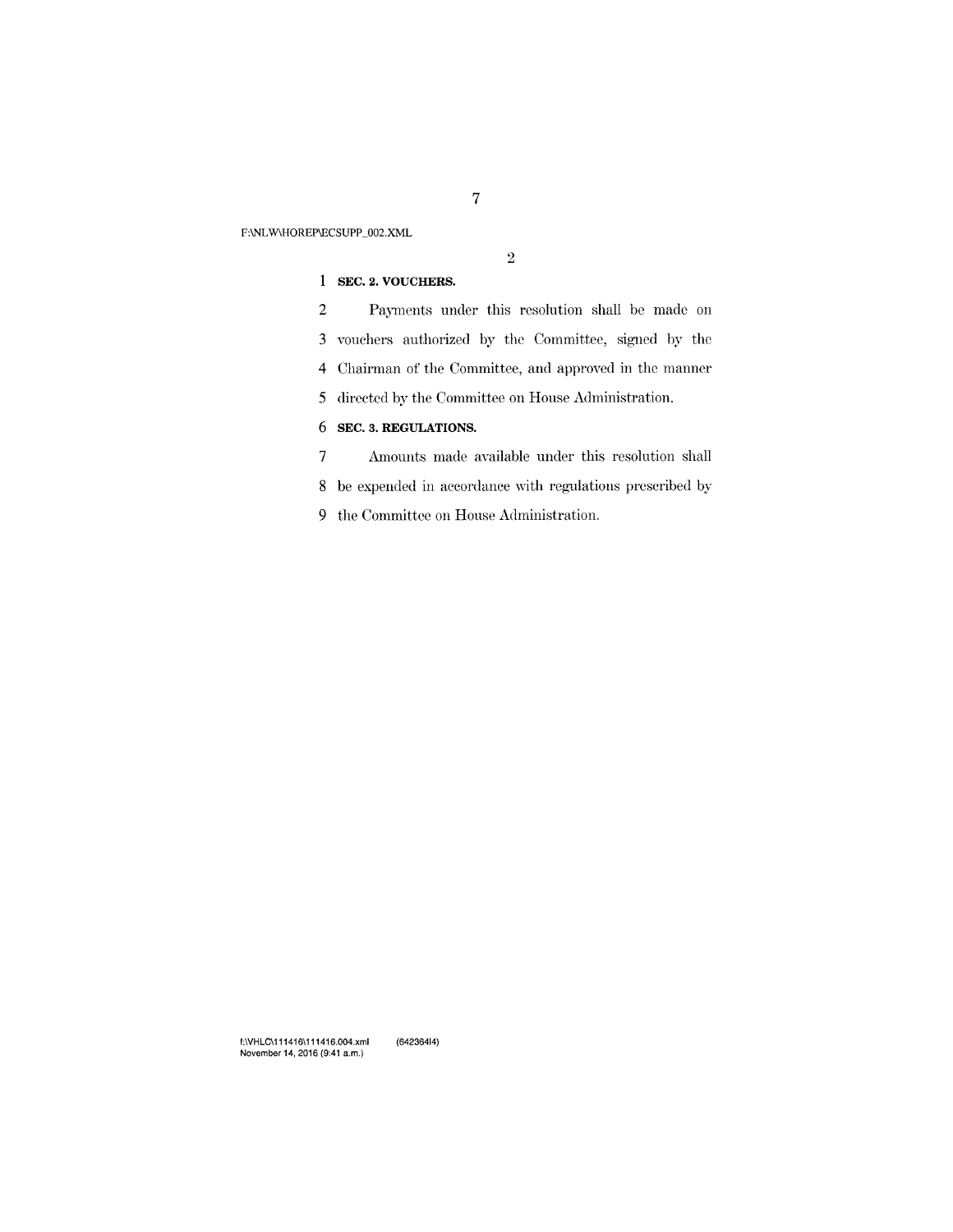**SEC. 2. VOUCHERS.**

Payments under this resolution shall be made on vouchers authorized by the Committee, signed by the Chairman of the Committee, and approved in the manner directed by the Committee on House Administration.

**SEC. 3. REGULATIONS.**

Amounts made available under this resolution shall be expended in accordance with regulations prescribed by the Committee on House Administration.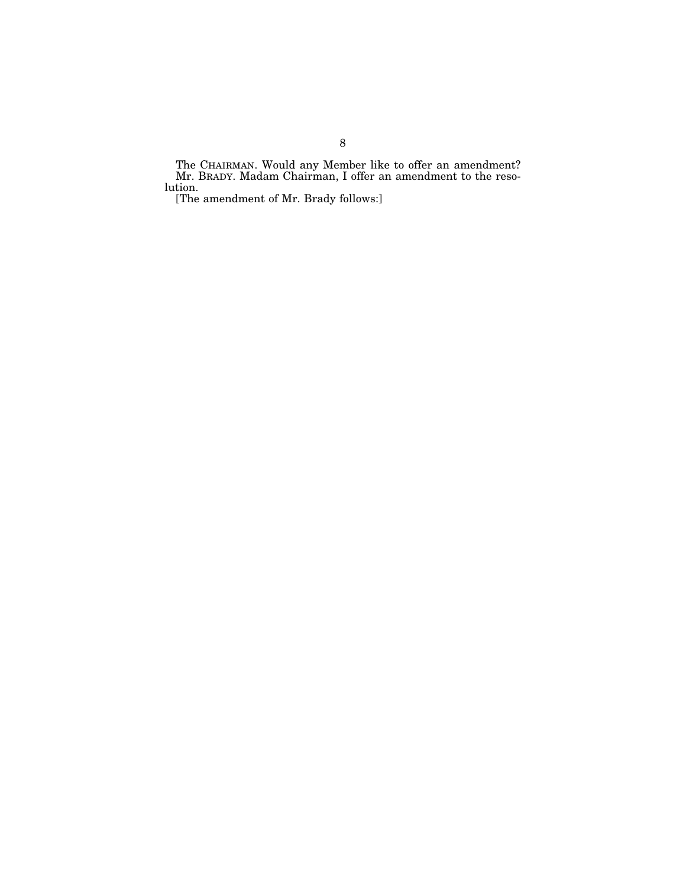The CHAIRMAN. Would any Member like to offer an amendment?

Mr. BRADY. Madam Chairman, I offer an amendment to the resolution.

[The amendment of Mr. Brady follows:]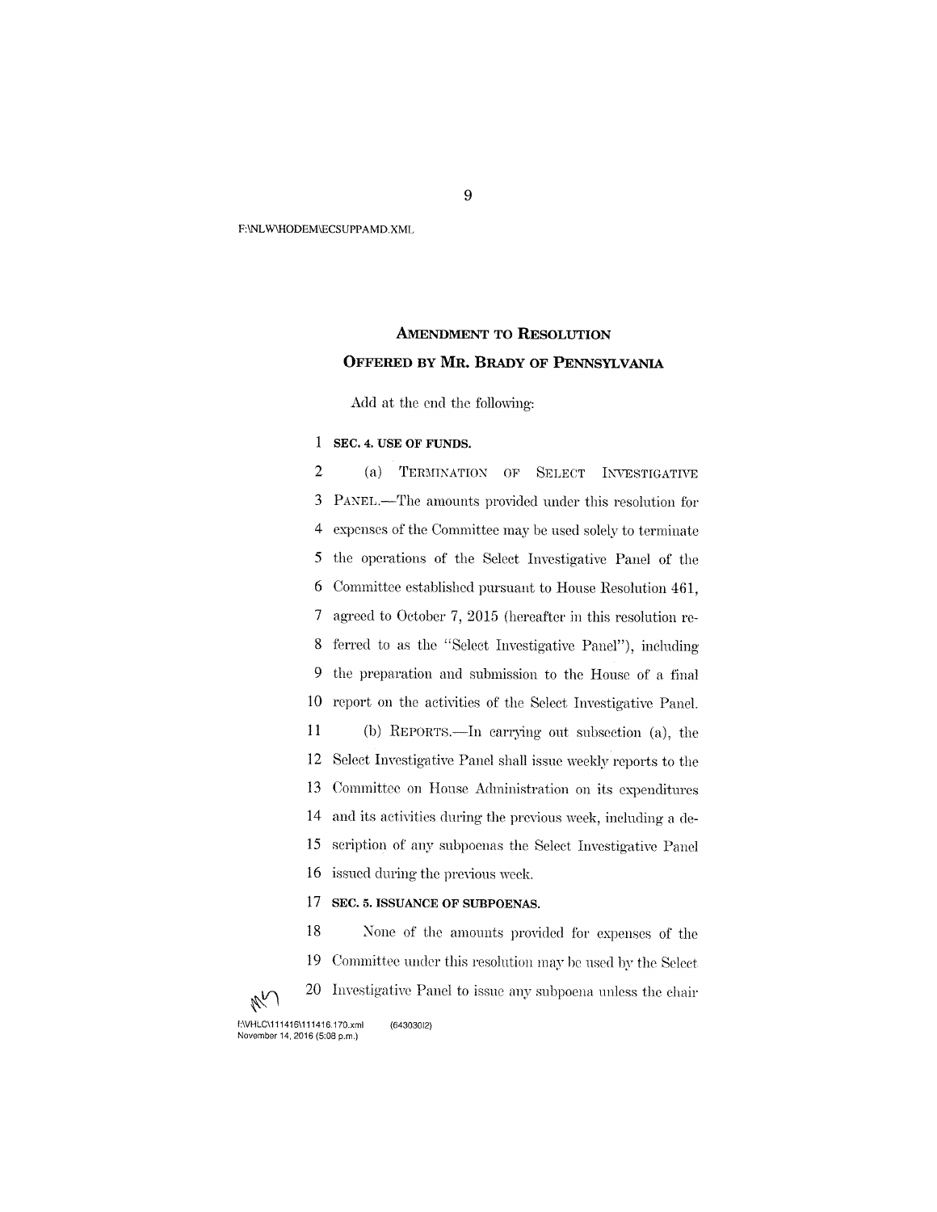F:\NLW\HODEM\ECSUPPAMD.XML

## AMENDMENT TO RESOLUTION
## OFFERED BY MR. BRADY OF PENNSYLVANIA

Add at the end the following:

1 **SEC. 4. USE OF FUNDS.**

2 (a) TERMINATION OF SELECT INVESTIGATIVE
3 PANEL.—The amounts provided under this resolution for
4 expenses of the Committee may be used solely to terminate
5 the operations of the Select Investigative Panel of the
6 Committee established pursuant to House Resolution 461,
7 agreed to October 7, 2015 (hereafter in this resolution re-
8 ferred to as the "Select Investigative Panel"), including
9 the preparation and submission to the House of a final
10 report on the activities of the Select Investigative Panel.

11 (b) REPORTS.—In carrying out subsection (a), the
12 Select Investigative Panel shall issue weekly reports to the
13 Committee on House Administration on its expenditures
14 and its activities during the previous week, including a de-
15 scription of any subpoenas the Select Investigative Panel
16 issued during the previous week.

17 **SEC. 5. ISSUANCE OF SUBPOENAS.**

18 None of the amounts provided for expenses of the
19 Committee under this resolution may be used by the Select
20 Investigative Panel to issue any subpoena unless the chair

f:\VHLC\111416\111416.170.xml (64303012)
November 14, 2016 (5:08 p.m.)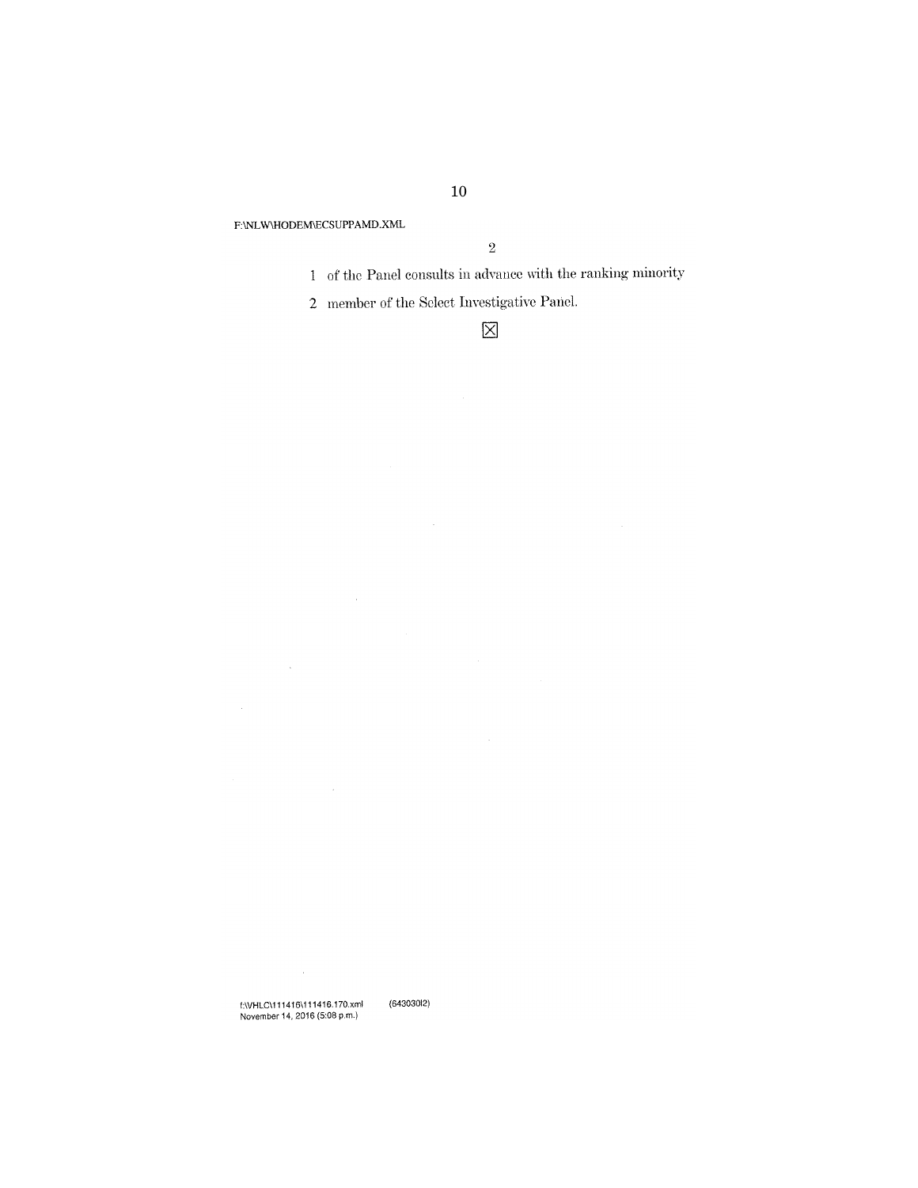1 of the Panel consults in advance with the ranking minority

2 member of the Select Investigative Panel.

☒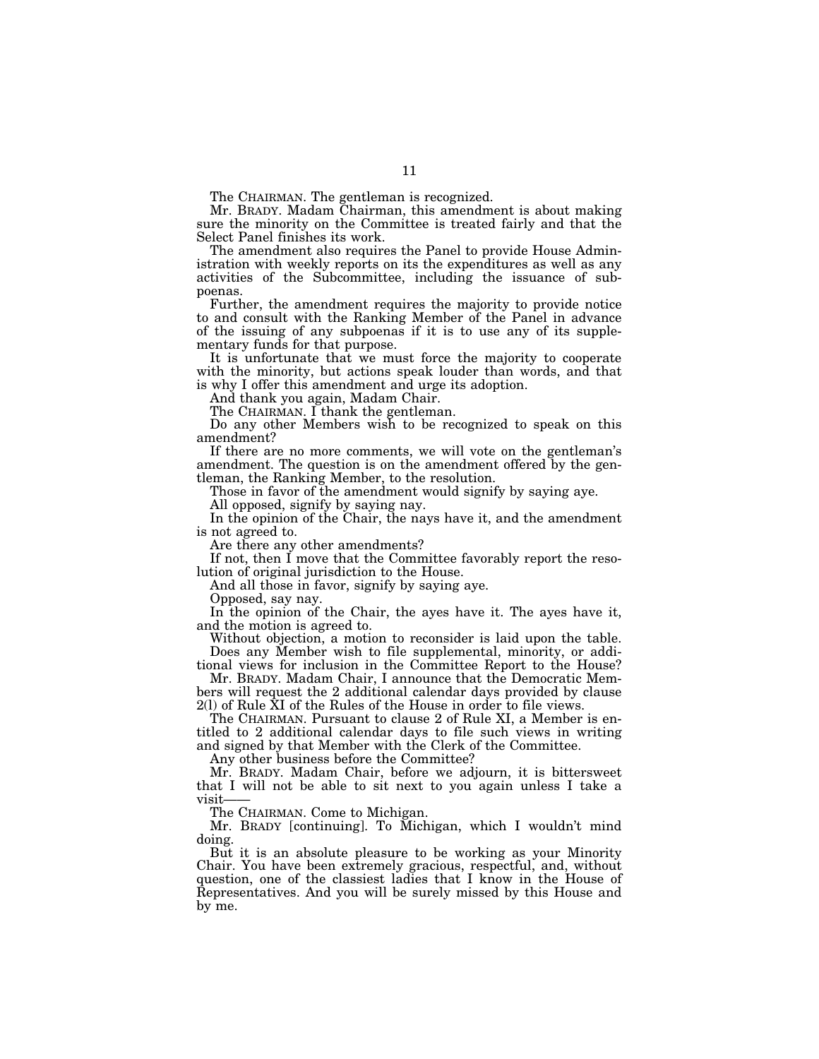The CHAIRMAN. The gentleman is recognized.

Mr. BRADY. Madam Chairman, this amendment is about making sure the minority on the Committee is treated fairly and that the Select Panel finishes its work.

The amendment also requires the Panel to provide House Administration with weekly reports on its the expenditures as well as any activities of the Subcommittee, including the issuance of subpoenas.

Further, the amendment requires the majority to provide notice to and consult with the Ranking Member of the Panel in advance of the issuing of any subpoenas if it is to use any of its supplementary funds for that purpose.

It is unfortunate that we must force the majority to cooperate with the minority, but actions speak louder than words, and that is why I offer this amendment and urge its adoption.

And thank you again, Madam Chair.

The CHAIRMAN. I thank the gentleman.

Do any other Members wish to be recognized to speak on this amendment?

If there are no more comments, we will vote on the gentleman's amendment. The question is on the amendment offered by the gentleman, the Ranking Member, to the resolution.

Those in favor of the amendment would signify by saying aye.

All opposed, signify by saying nay.

In the opinion of the Chair, the nays have it, and the amendment is not agreed to.

Are there any other amendments?

If not, then I move that the Committee favorably report the resolution of original jurisdiction to the House.

And all those in favor, signify by saying aye.

Opposed, say nay.

In the opinion of the Chair, the ayes have it. The ayes have it, and the motion is agreed to.

Without objection, a motion to reconsider is laid upon the table.

Does any Member wish to file supplemental, minority, or additional views for inclusion in the Committee Report to the House?

Mr. BRADY. Madam Chair, I announce that the Democratic Members will request the 2 additional calendar days provided by clause 2(l) of Rule XI of the Rules of the House in order to file views.

The CHAIRMAN. Pursuant to clause 2 of Rule XI, a Member is entitled to 2 additional calendar days to file such views in writing and signed by that Member with the Clerk of the Committee.

Any other business before the Committee?

Mr. BRADY. Madam Chair, before we adjourn, it is bittersweet that I will not be able to sit next to you again unless I take a visit——

The CHAIRMAN. Come to Michigan.

Mr. BRADY [continuing]. To Michigan, which I wouldn't mind doing.

But it is an absolute pleasure to be working as your Minority Chair. You have been extremely gracious, respectful, and, without question, one of the classiest ladies that I know in the House of Representatives. And you will be surely missed by this House and by me.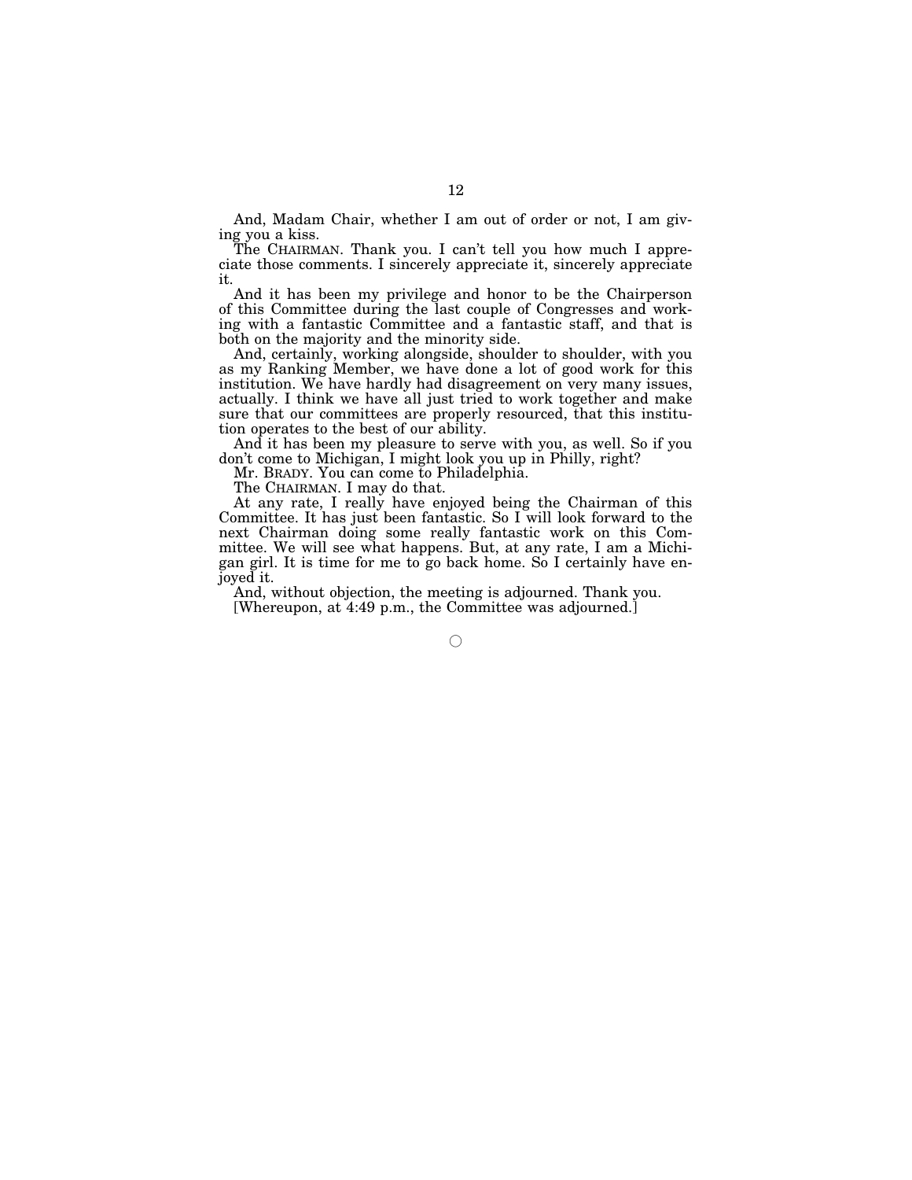And, Madam Chair, whether I am out of order or not, I am giving you a kiss.

The CHAIRMAN. Thank you. I can't tell you how much I appreciate those comments. I sincerely appreciate it, sincerely appreciate it.

And it has been my privilege and honor to be the Chairperson of this Committee during the last couple of Congresses and working with a fantastic Committee and a fantastic staff, and that is both on the majority and the minority side.

And, certainly, working alongside, shoulder to shoulder, with you as my Ranking Member, we have done a lot of good work for this institution. We have hardly had disagreement on very many issues, actually. I think we have all just tried to work together and make sure that our committees are properly resourced, that this institution operates to the best of our ability.

And it has been my pleasure to serve with you, as well. So if you don't come to Michigan, I might look you up in Philly, right?

Mr. BRADY. You can come to Philadelphia.

The CHAIRMAN. I may do that.

At any rate, I really have enjoyed being the Chairman of this Committee. It has just been fantastic. So I will look forward to the next Chairman doing some really fantastic work on this Committee. We will see what happens. But, at any rate, I am a Michigan girl. It is time for me to go back home. So I certainly have enjoyed it.

And, without objection, the meeting is adjourned. Thank you.

[Whereupon, at 4:49 p.m., the Committee was adjourned.]

○